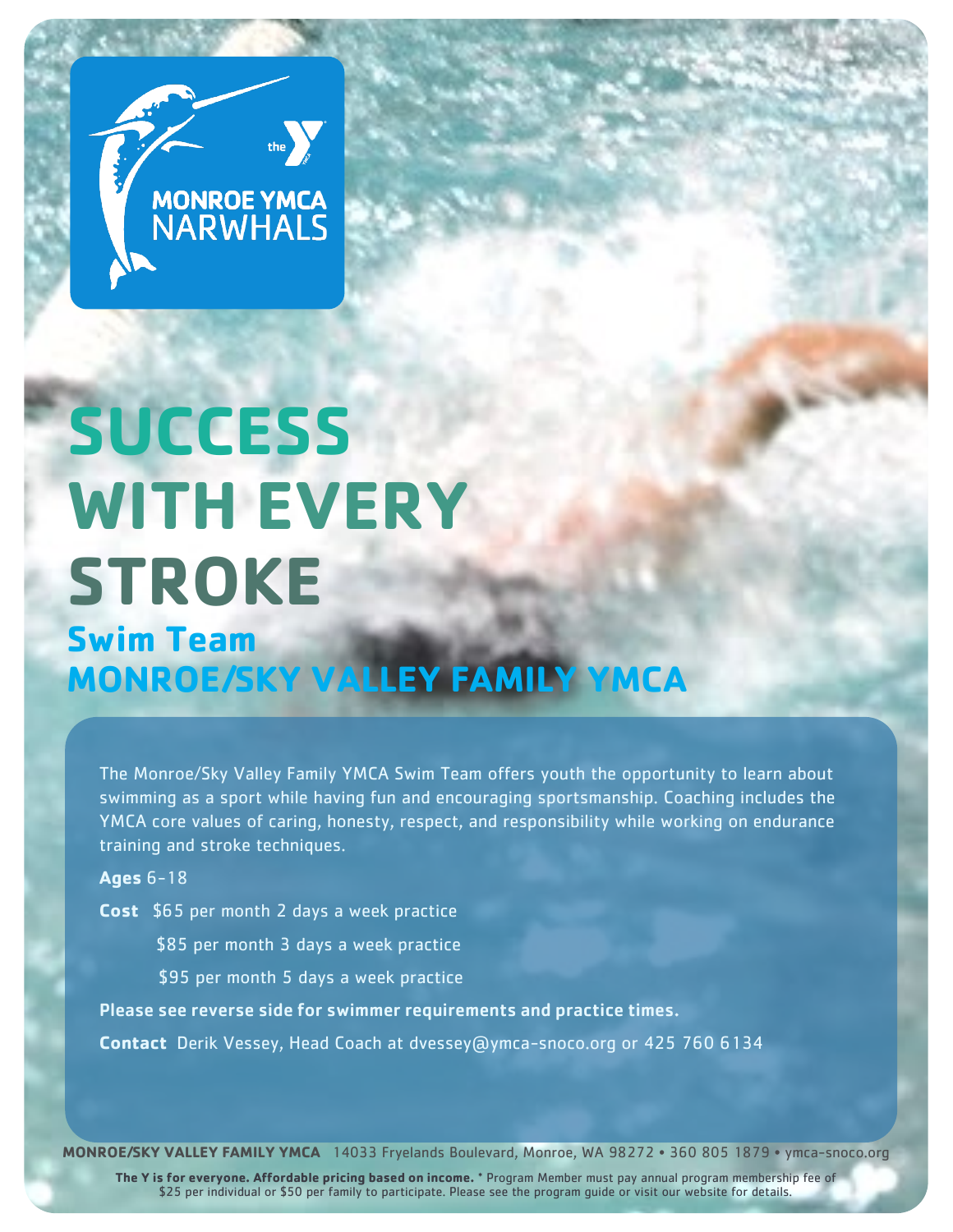MONROE YMCA NARWHALS

# SUCCESS WITH EVERY STROKE

## Swim Team

## MONROE/SKY VALLEY FAMILY YMCA

The Monroe/Sky Valley Family YMCA Swim Team offers youth the opportunity to learn about swimming as a sport while having fun and encouraging sportsmanship. Coaching includes the YMCA core values of caring, honesty, respect, and responsibility while working on endurance training and stroke techniques.

**Ages** 6-18

**Cost** $65 per month 2 days a week practice

$85 per month 3 days a week practice

$95 per month 5 days a week practice

**Please see reverse side for swimmer requirements and practice times.**

**Contact** Derik Vessey, Head Coach at dvessey@ymca-snoco.org or 425 760 6134

**MONROE/SKY VALLEY FAMILY YMCA** 14033 Fryelands Boulevard, Monroe, WA 98272 • 360 805 1879 • ymca-snoco.org

**The Y is for everyone. Affordable pricing based on income.** * Program Member must pay annual program membership fee of $25 per individual or $50 per family to participate. Please see the program guide or visit our website for details.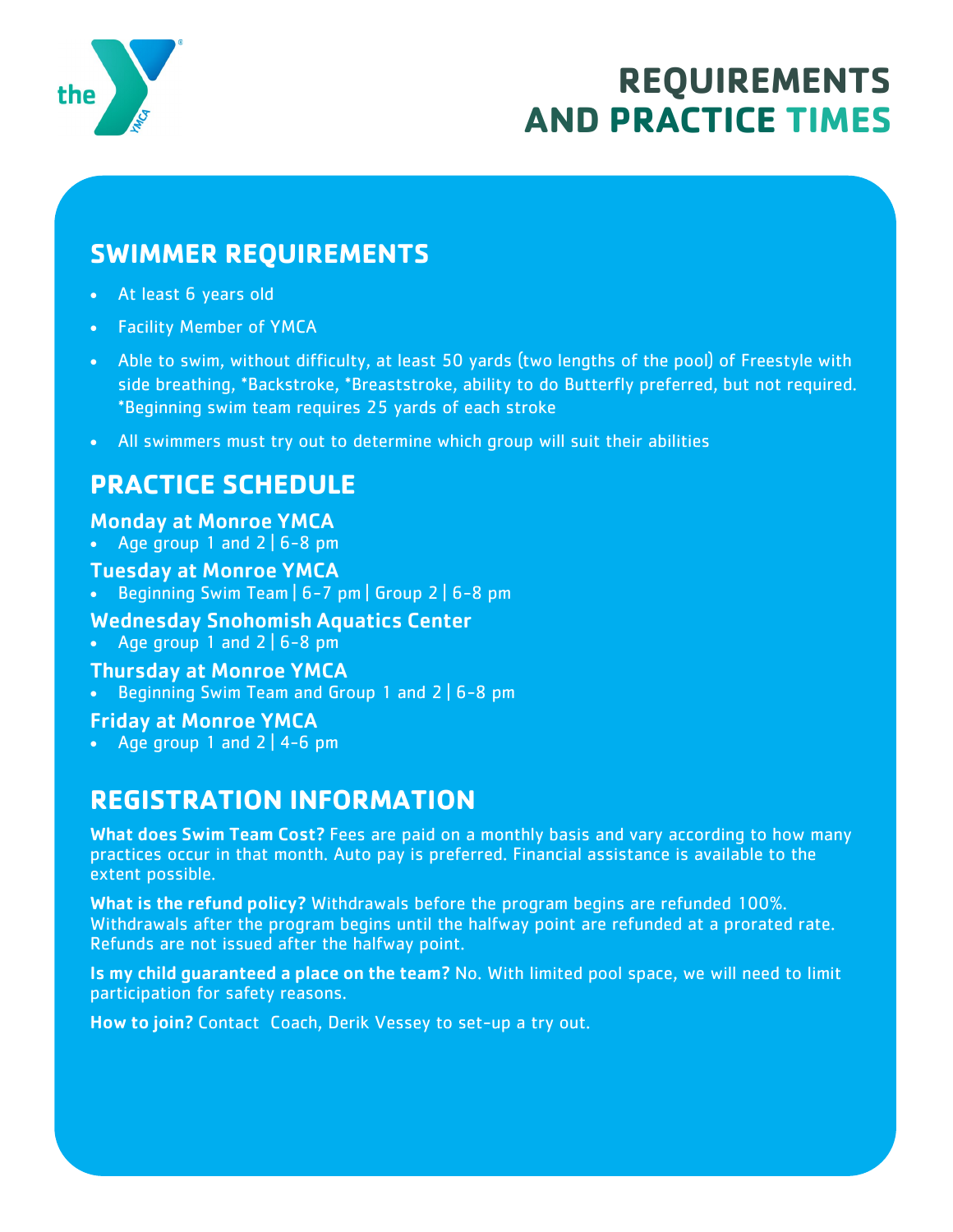# REQUIREMENTS AND PRACTICE TIMES

## SWIMMER REQUIREMENTS

- At least 6 years old
- Facility Member of YMCA
- Able to swim, without difficulty, at least 50 yards (two lengths of the pool) of Freestyle with side breathing, *Backstroke, *Breaststroke, ability to do Butterfly preferred, but not required. *Beginning swim team requires 25 yards of each stroke
- All swimmers must try out to determine which group will suit their abilities

## PRACTICE SCHEDULE

### Monday at Monroe YMCA

- Age group 1 and 2 | 6-8 pm

### Tuesday at Monroe YMCA

- Beginning Swim Team | 6-7 pm | Group 2 | 6-8 pm

### Wednesday Snohomish Aquatics Center

- Age group 1 and 2 | 6-8 pm

### Thursday at Monroe YMCA

- Beginning Swim Team and Group 1 and 2 | 6-8 pm

### Friday at Monroe YMCA

- Age group 1 and 2 | 4-6 pm

## REGISTRATION INFORMATION

**What does Swim Team Cost?** Fees are paid on a monthly basis and vary according to how many practices occur in that month. Auto pay is preferred. Financial assistance is available to the extent possible.

**What is the refund policy?** Withdrawals before the program begins are refunded 100%. Withdrawals after the program begins until the halfway point are refunded at a prorated rate. Refunds are not issued after the halfway point.

**Is my child guaranteed a place on the team?** No. With limited pool space, we will need to limit participation for safety reasons.

**How to join?** Contact Coach, Derik Vessey to set-up a try out.